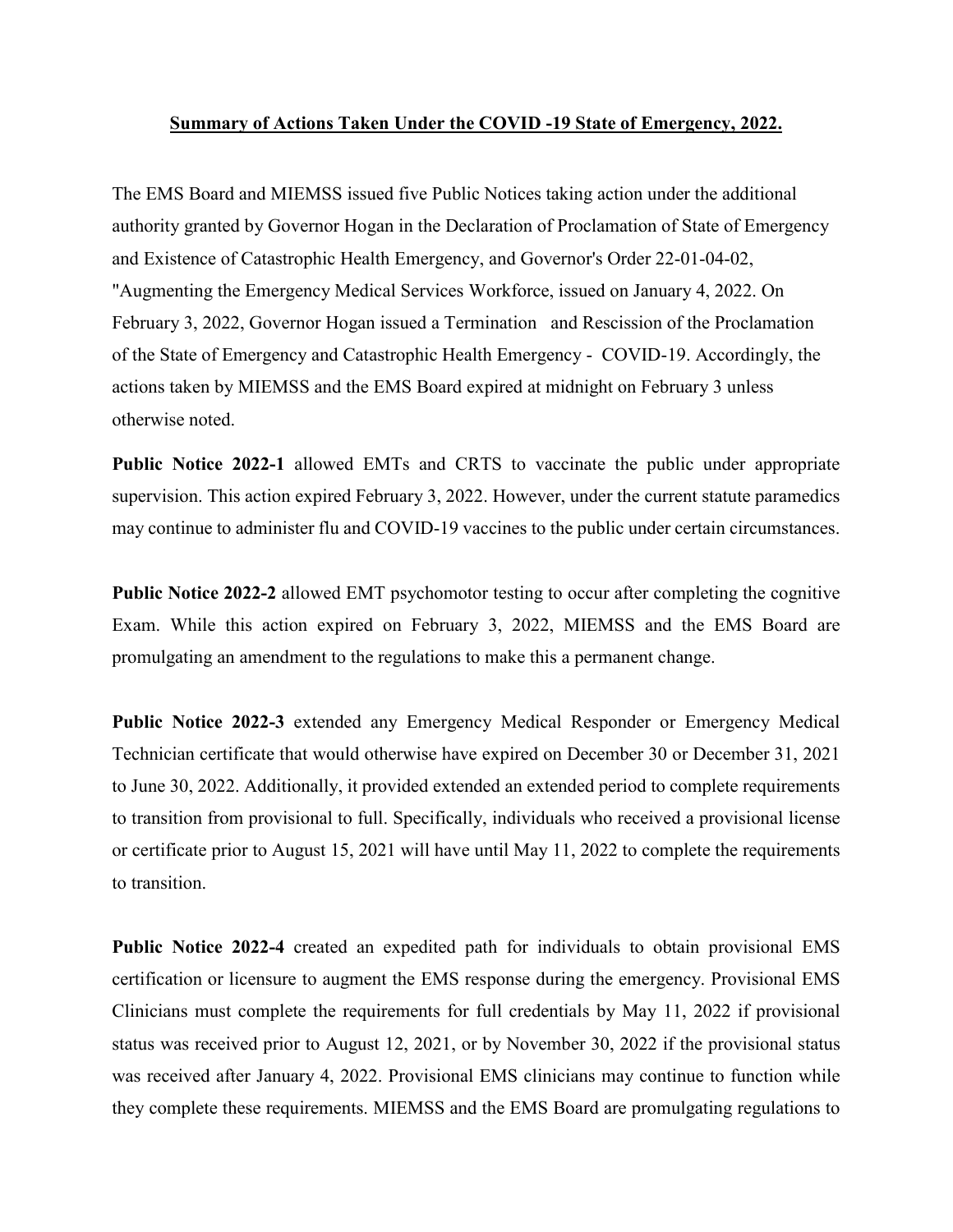**Summary of Actions Taken Under the COVID -19 State of Emergency, 2022.**

The EMS Board and MIEMSS issued five Public Notices taking action under the additional authority granted by Governor Hogan in the Declaration of Proclamation of State of Emergency and Existence of Catastrophic Health Emergency, and Governor's Order 22-01-04-02, "Augmenting the Emergency Medical Services Workforce, issued on January 4, 2022. On February 3, 2022, Governor Hogan issued a Termination and Rescission of the Proclamation of the State of Emergency and Catastrophic Health Emergency - COVID-19. Accordingly, the actions taken by MIEMSS and the EMS Board expired at midnight on February 3 unless otherwise noted.

**Public Notice 2022-1** allowed EMTs and CRTS to vaccinate the public under appropriate supervision. This action expired February 3, 2022. However, under the current statute paramedics may continue to administer flu and COVID-19 vaccines to the public under certain circumstances.

**Public Notice 2022-2** allowed EMT psychomotor testing to occur after completing the cognitive Exam. While this action expired on February 3, 2022, MIEMSS and the EMS Board are promulgating an amendment to the regulations to make this a permanent change.

**Public Notice 2022-3** extended any Emergency Medical Responder or Emergency Medical Technician certificate that would otherwise have expired on December 30 or December 31, 2021 to June 30, 2022. Additionally, it provided extended an extended period to complete requirements to transition from provisional to full. Specifically, individuals who received a provisional license or certificate prior to August 15, 2021 will have until May 11, 2022 to complete the requirements to transition.

**Public Notice 2022-4** created an expedited path for individuals to obtain provisional EMS certification or licensure to augment the EMS response during the emergency. Provisional EMS Clinicians must complete the requirements for full credentials by May 11, 2022 if provisional status was received prior to August 12, 2021, or by November 30, 2022 if the provisional status was received after January 4, 2022. Provisional EMS clinicians may continue to function while they complete these requirements. MIEMSS and the EMS Board are promulgating regulations to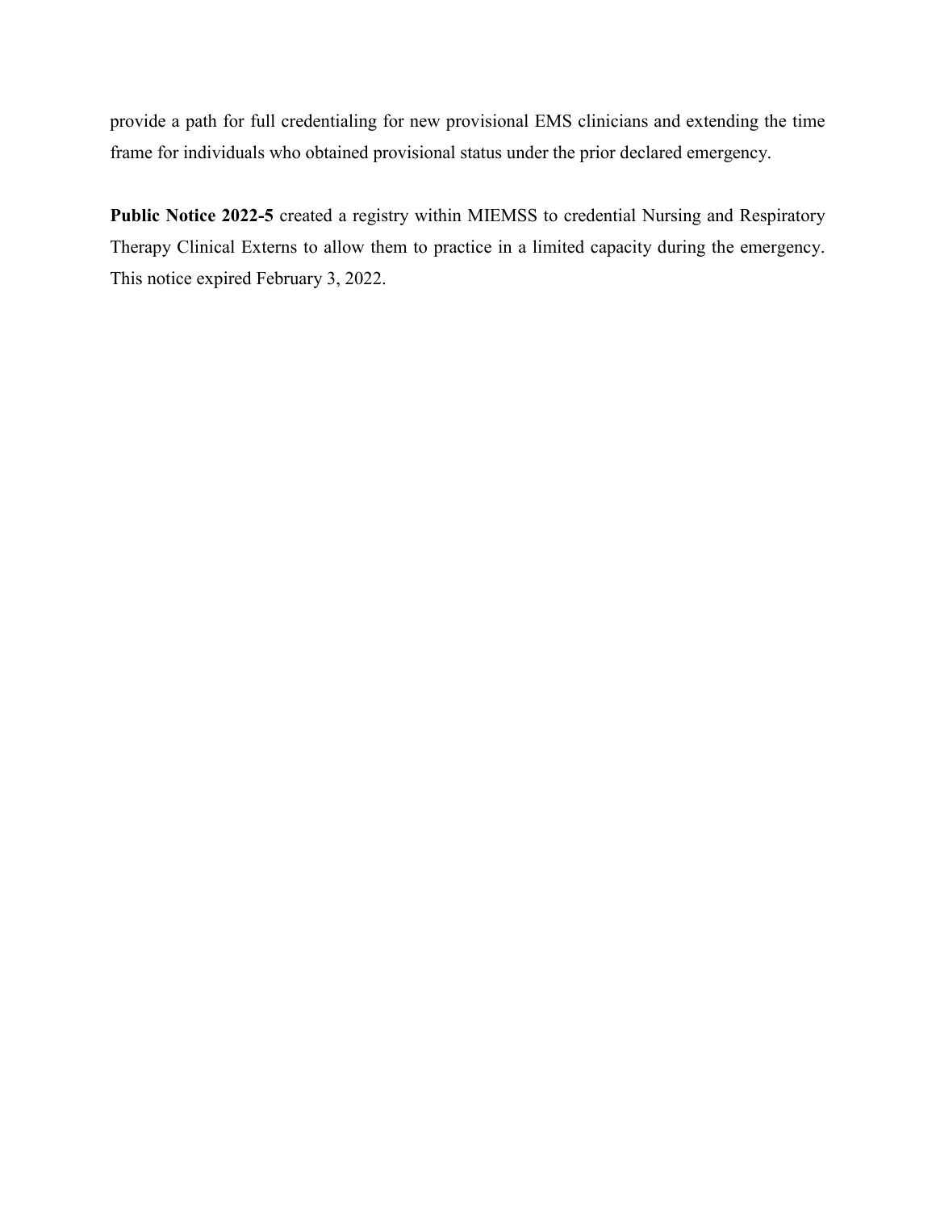provide a path for full credentialing for new provisional EMS clinicians and extending the time frame for individuals who obtained provisional status under the prior declared emergency.

**Public Notice 2022-5** created a registry within MIEMSS to credential Nursing and Respiratory Therapy Clinical Externs to allow them to practice in a limited capacity during the emergency. This notice expired February 3, 2022.